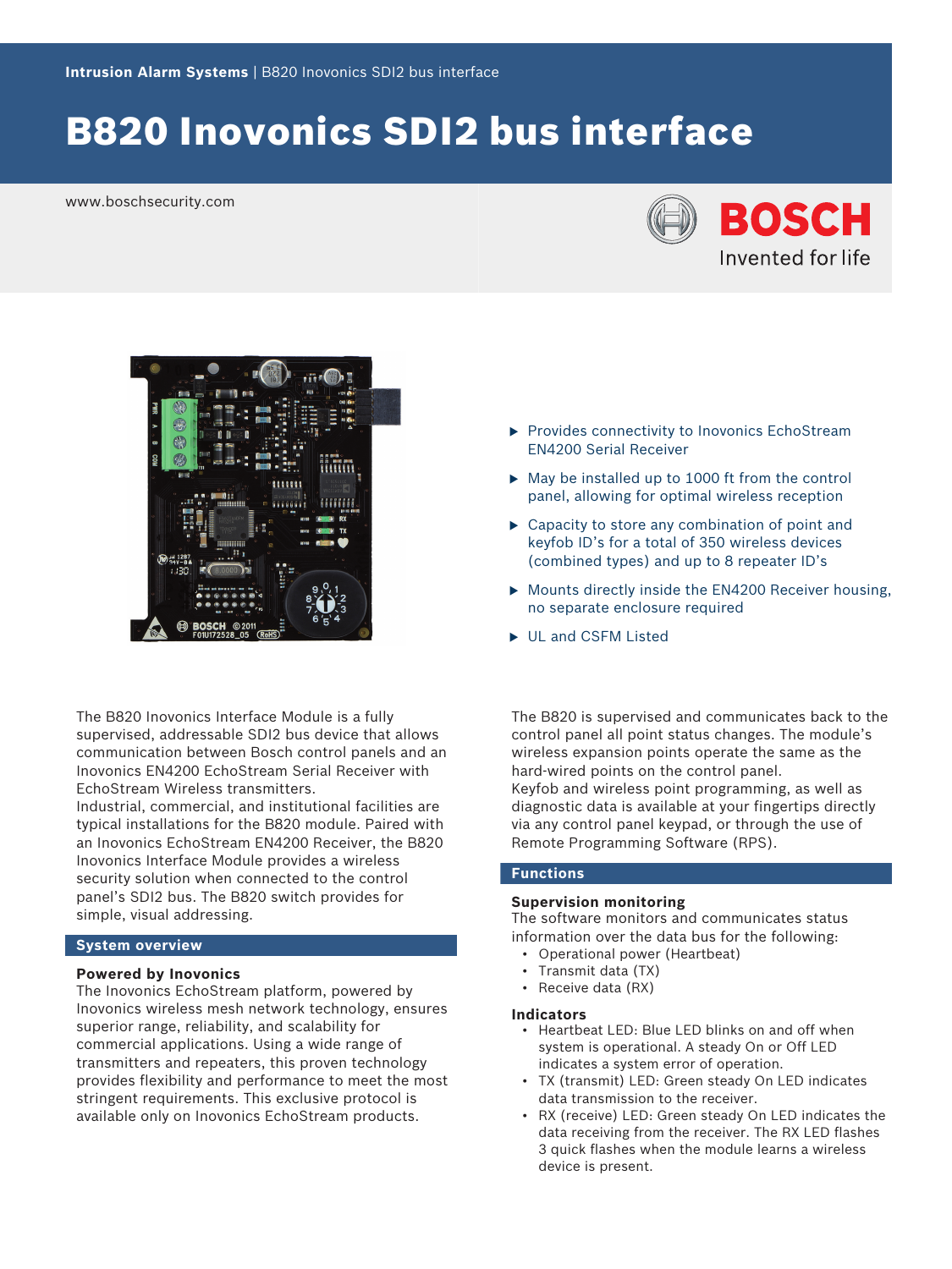Intrusion Alarm Systems | B820 Inovonics SDI2 bus interface

# B820 Inovonics SDI2 bus interface

www.boschsecurity.com

- Provides connectivity to Inovonics EchoStream EN4200 Serial Receiver
- May be installed up to 1000 ft from the control panel, allowing for optimal wireless reception
- Capacity to store any combination of point and keyfob ID's for a total of 350 wireless devices (combined types) and up to 8 repeater ID's
- Mounts directly inside the EN4200 Receiver housing, no separate enclosure required
- UL and CSFM Listed

The B820 Inovonics Interface Module is a fully supervised, addressable SDI2 bus device that allows communication between Bosch control panels and an Inovonics EN4200 EchoStream Serial Receiver with EchoStream Wireless transmitters.
Industrial, commercial, and institutional facilities are typical installations for the B820 module. Paired with an Inovonics EchoStream EN4200 Receiver, the B820 Inovonics Interface Module provides a wireless security solution when connected to the control panel's SDI2 bus. The B820 switch provides for simple, visual addressing.

## System overview

### Powered by Inovonics

The Inovonics EchoStream platform, powered by Inovonics wireless mesh network technology, ensures superior range, reliability, and scalability for commercial applications. Using a wide range of transmitters and repeaters, this proven technology provides flexibility and performance to meet the most stringent requirements. This exclusive protocol is available only on Inovonics EchoStream products.

The B820 is supervised and communicates back to the control panel all point status changes. The module's wireless expansion points operate the same as the hard-wired points on the control panel.
Keyfob and wireless point programming, as well as diagnostic data is available at your fingertips directly via any control panel keypad, or through the use of Remote Programming Software (RPS).

## Functions

### Supervision monitoring

The software monitors and communicates status information over the data bus for the following:

- Operational power (Heartbeat)
- Transmit data (TX)
- Receive data (RX)

### Indicators

- Heartbeat LED: Blue LED blinks on and off when system is operational. A steady On or Off LED indicates a system error of operation.
- TX (transmit) LED: Green steady On LED indicates data transmission to the receiver.
- RX (receive) LED: Green steady On LED indicates the data receiving from the receiver. The RX LED flashes 3 quick flashes when the module learns a wireless device is present.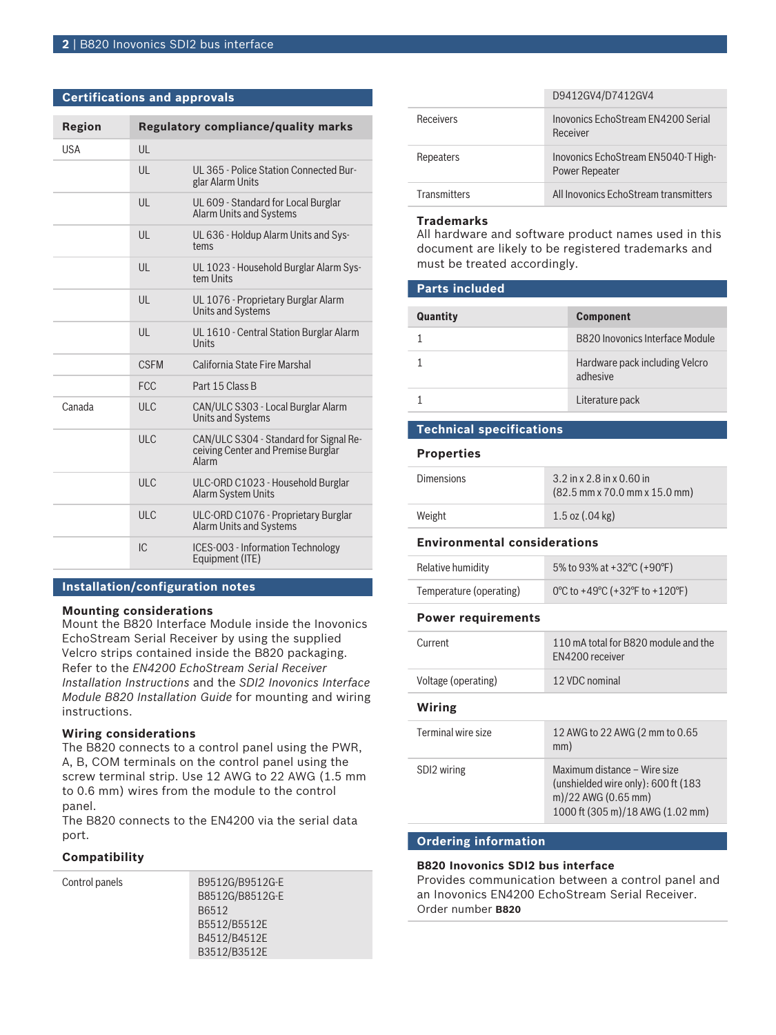## Certifications and approvals

| Region | Regulatory compliance/quality marks | |
|---|---|---|
| USA | UL | |
| | UL | UL 365 - Police Station Connected Burglar Alarm Units |
| | UL | UL 609 - Standard for Local Burglar Alarm Units and Systems |
| | UL | UL 636 - Holdup Alarm Units and Systems |
| | UL | UL 1023 - Household Burglar Alarm System Units |
| | UL | UL 1076 - Proprietary Burglar Alarm Units and Systems |
| | UL | UL 1610 - Central Station Burglar Alarm Units |
| | CSFM | California State Fire Marshal |
| | FCC | Part 15 Class B |
| Canada | ULC | CAN/ULC S303 - Local Burglar Alarm Units and Systems |
| | ULC | CAN/ULC S304 - Standard for Signal Receiving Center and Premise Burglar Alarm |
| | ULC | ULC-ORD C1023 - Household Burglar Alarm System Units |
| | ULC | ULC-ORD C1076 - Proprietary Burglar Alarm Units and Systems |
| | IC | ICES-003 - Information Technology Equipment (ITE) |

## Installation/configuration notes

### Mounting considerations

Mount the B820 Interface Module inside the Inovonics EchoStream Serial Receiver by using the supplied Velcro strips contained inside the B820 packaging. Refer to the *EN4200 EchoStream Serial Receiver Installation Instructions* and the *SDI2 Inovonics Interface Module B820 Installation Guide* for mounting and wiring instructions.

### Wiring considerations

The B820 connects to a control panel using the PWR, A, B, COM terminals on the control panel using the screw terminal strip. Use 12 AWG to 22 AWG (1.5 mm to 0.6 mm) wires from the module to the control panel.
The B820 connects to the EN4200 via the serial data port.

### Compatibility

| | |
|---|---|
| Control panels | B9512G/B9512G-E<br>B8512G/B8512G-E<br>B6512<br>B5512/B5512E<br>B4512/B4512E<br>B3512/B3512E<br>D9412GV4/D7412GV4 |
| Receivers | Inovonics EchoStream EN4200 Serial Receiver |
| Repeaters | Inovonics EchoStream EN5040-T High-Power Repeater |
| Transmitters | All Inovonics EchoStream transmitters |

### Trademarks

All hardware and software product names used in this document are likely to be registered trademarks and must be treated accordingly.

## Parts included

| Quantity | Component |
|---|---|
| 1 | B820 Inovonics Interface Module |
| 1 | Hardware pack including Velcro adhesive |
| 1 | Literature pack |

## Technical specifications

### Properties

| | |
|---|---|
| Dimensions | 3.2 in x 2.8 in x 0.60 in<br>(82.5 mm x 70.0 mm x 15.0 mm) |
| Weight | 1.5 oz (.04 kg) |

### Environmental considerations

| | |
|---|---|
| Relative humidity | 5% to 93% at +32ºC (+90ºF) |
| Temperature (operating) | 0ºC to +49ºC (+32ºF to +120ºF) |

### Power requirements

| | |
|---|---|
| Current | 110 mA total for B820 module and the EN4200 receiver |
| Voltage (operating) | 12 VDC nominal |

### Wiring

| | |
|---|---|
| Terminal wire size | 12 AWG to 22 AWG (2 mm to 0.65 mm) |
| SDI2 wiring | Maximum distance – Wire size (unshielded wire only): 600 ft (183 m)/22 AWG (0.65 mm)<br>1000 ft (305 m)/18 AWG (1.02 mm) |

## Ordering information

**B820 Inovonics SDI2 bus interface**
Provides communication between a control panel and an Inovonics EN4200 EchoStream Serial Receiver.
Order number **B820**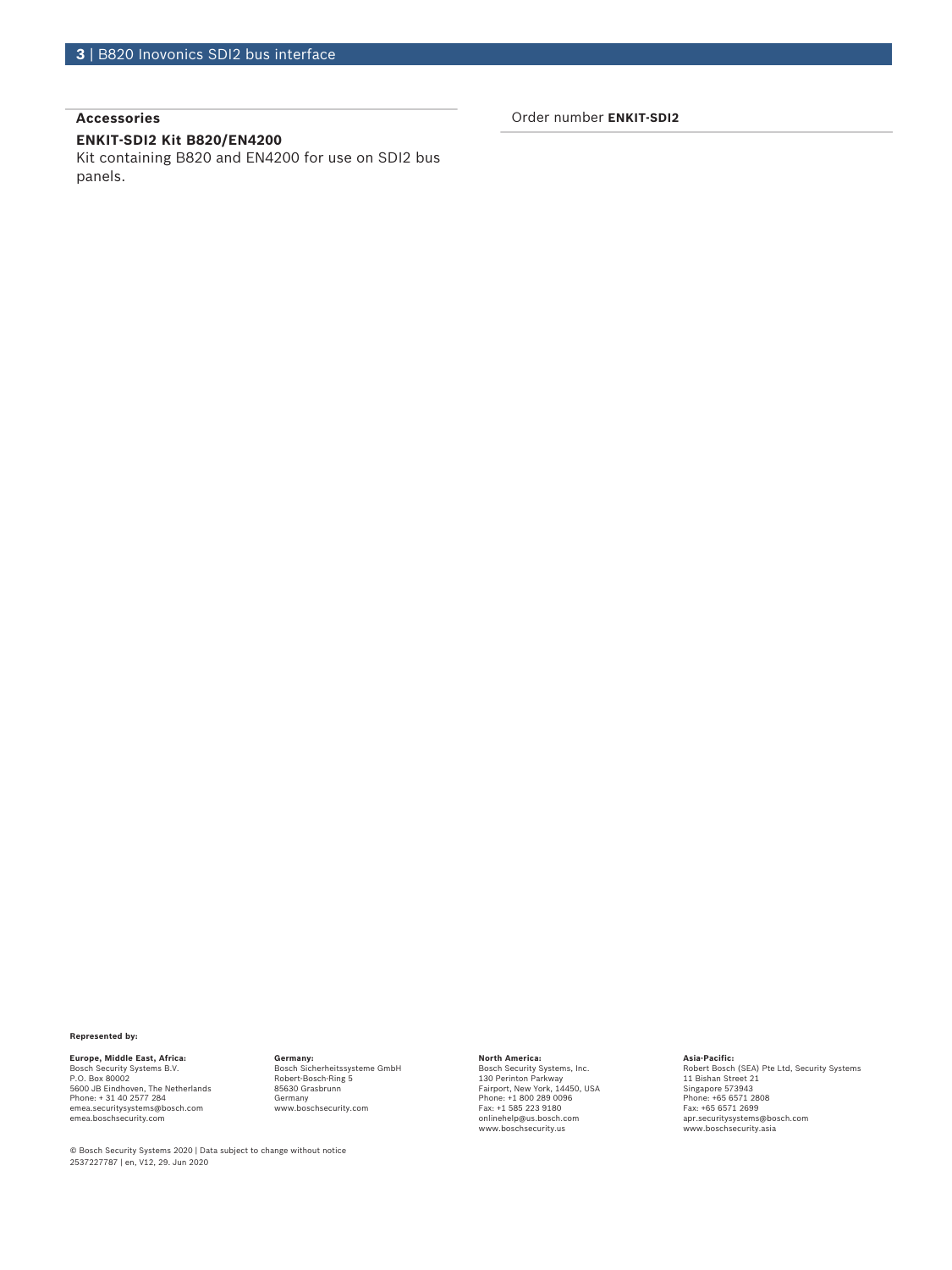## Accessories

**ENKIT-SDI2 Kit B820/EN4200**

Kit containing B820 and EN4200 for use on SDI2 bus panels.

Order number **ENKIT-SDI2**

**Represented by:**

**Europe, Middle East, Africa:**
Bosch Security Systems B.V.
P.O. Box 80002
5600 JB Eindhoven, The Netherlands
Phone: + 31 40 2577 284
emea.securitysystems@bosch.com
emea.boschsecurity.com

**Germany:**
Bosch Sicherheitssysteme GmbH
Robert-Bosch-Ring 5
85630 Grasbrunn
Germany
www.boschsecurity.com

**North America:**
Bosch Security Systems, Inc.
130 Perinton Parkway
Fairport, New York, 14450, USA
Phone: +1 800 289 0096
Fax: +1 585 223 9180
onlinehelp@us.bosch.com
www.boschsecurity.us

**Asia-Pacific:**
Robert Bosch (SEA) Pte Ltd, Security Systems
11 Bishan Street 21
Singapore 573943
Phone: +65 6571 2808
Fax: +65 6571 2699
apr.securitysystems@bosch.com
www.boschsecurity.asia

© Bosch Security Systems 2020 | Data subject to change without notice
2537227787 | en, V12, 29. Jun 2020